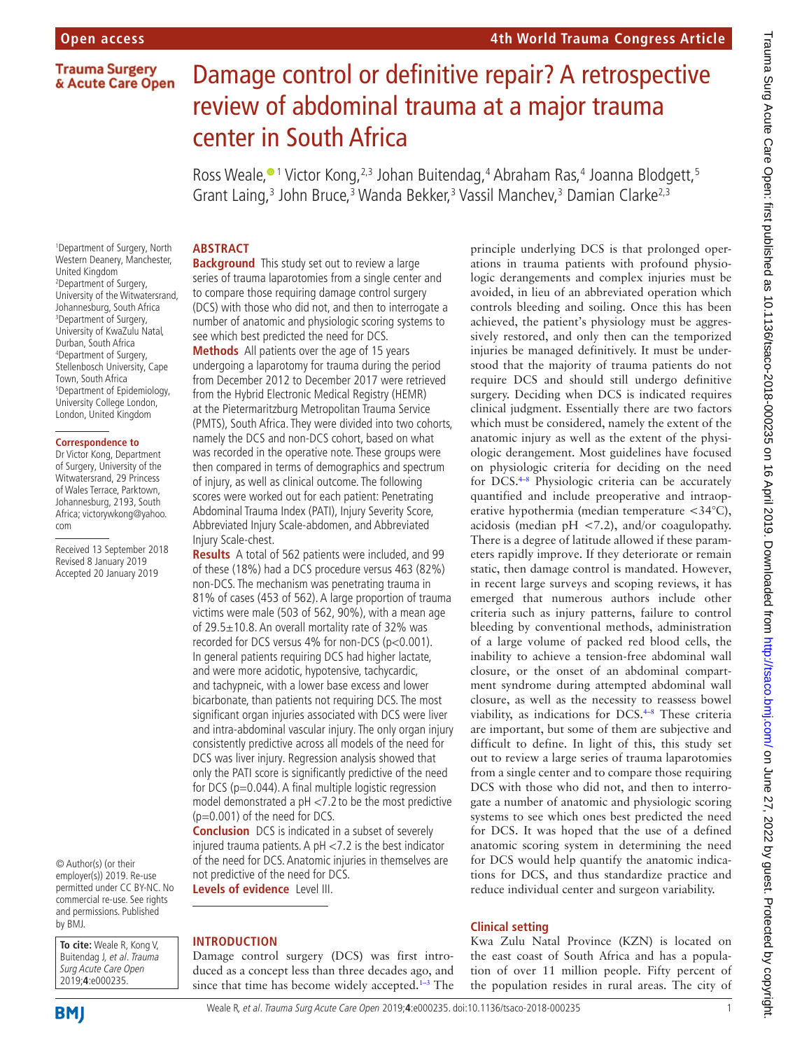# Damage control or definitive repair? A retrospective review of abdominal trauma at a major trauma center in South Africa

Ross Weale,[1] Victor Kong,[2,3] Johan Buitendag,[4] Abraham Ras,[4] Joanna Blodgett,[5] Grant Laing,[3] John Bruce,[3] Wanda Bekker,[3] Vassil Manchev,[3] Damian Clarke[2,3]

[1]Department of Surgery, North Western Deanery, Manchester, United Kingdom
[2]Department of Surgery, University of the Witwatersrand, Johannesburg, South Africa
[3]Department of Surgery, University of KwaZulu Natal, Durban, South Africa
[4]Department of Surgery, Stellenbosch University, Cape Town, South Africa
[5]Department of Epidemiology, University College London, London, United Kingdom

**Correspondence to**
Dr Victor Kong, Department of Surgery, University of the Witwatersrand, 29 Princess of Wales Terrace, Parktown, Johannesburg, 2193, South Africa; victorywkong@yahoo.com

Received 13 September 2018
Revised 8 January 2019
Accepted 20 January 2019

© Author(s) (or their employer(s)) 2019. Re-use permitted under CC BY-NC. No commercial re-use. See rights and permissions. Published by BMJ.

**To cite:** Weale R, Kong V, Buitendag J, *et al*. *Trauma Surg Acute Care Open* 2019;**4**:e000235.

## ABSTRACT

**Background** This study set out to review a large series of trauma laparotomies from a single center and to compare those requiring damage control surgery (DCS) with those who did not, and then to interrogate a number of anatomic and physiologic scoring systems to see which best predicted the need for DCS.

**Methods** All patients over the age of 15 years undergoing a laparotomy for trauma during the period from December 2012 to December 2017 were retrieved from the Hybrid Electronic Medical Registry (HEMR) at the Pietermaritzburg Metropolitan Trauma Service (PMTS), South Africa. They were divided into two cohorts, namely the DCS and non-DCS cohort, based on what was recorded in the operative note. These groups were then compared in terms of demographics and spectrum of injury, as well as clinical outcome. The following scores were worked out for each patient: Penetrating Abdominal Trauma Index (PATI), Injury Severity Score, Abbreviated Injury Scale-abdomen, and Abbreviated Injury Scale-chest.

**Results** A total of 562 patients were included, and 99 of these (18%) had a DCS procedure versus 463 (82%) non-DCS. The mechanism was penetrating trauma in 81% of cases (453 of 562). A large proportion of trauma victims were male (503 of 562, 90%), with a mean age of 29.5±10.8. An overall mortality rate of 32% was recorded for DCS versus 4% for non-DCS ($p<0.001$). In general patients requiring DCS had higher lactate, and were more acidotic, hypotensive, tachycardic, and tachypneic, with a lower base excess and lower bicarbonate, than patients not requiring DCS. The most significant organ injuries associated with DCS were liver and intra-abdominal vascular injury. The only organ injury consistently predictive across all models of the need for DCS was liver injury. Regression analysis showed that only the PATI score is significantly predictive of the need for DCS ($p=0.044$). A final multiple logistic regression model demonstrated a pH <7.2 to be the most predictive ($p=0.001$) of the need for DCS.

**Conclusion** DCS is indicated in a subset of severely injured trauma patients. A pH <7.2 is the best indicator of the need for DCS. Anatomic injuries in themselves are not predictive of the need for DCS.

**Levels of evidence** Level III.

## INTRODUCTION

Damage control surgery (DCS) was first introduced as a concept less than three decades ago, and since that time has become widely accepted.[1–3] The principle underlying DCS is that prolonged operations in trauma patients with profound physiologic derangements and complex injuries must be avoided, in lieu of an abbreviated operation which controls bleeding and soiling. Once this has been achieved, the patient's physiology must be aggressively restored, and only then can the temporized injuries be managed definitively. It must be understood that the majority of trauma patients do not require DCS and should still undergo definitive surgery. Deciding when DCS is indicated requires clinical judgment. Essentially there are two factors which must be considered, namely the extent of the anatomic injury as well as the extent of the physiologic derangement. Most guidelines have focused on physiologic criteria for deciding on the need for DCS.[4–8] Physiologic criteria can be accurately quantified and include preoperative and intraoperative hypothermia (median temperature <34°C), acidosis (median pH <7.2), and/or coagulopathy. There is a degree of latitude allowed if these parameters rapidly improve. If they deteriorate or remain static, then damage control is mandated. However, in recent large surveys and scoping reviews, it has emerged that numerous authors include other criteria such as injury patterns, failure to control bleeding by conventional methods, administration of a large volume of packed red blood cells, the inability to achieve a tension-free abdominal wall closure, or the onset of an abdominal compartment syndrome during attempted abdominal wall closure, as well as the necessity to reassess bowel viability, as indications for DCS.[4–8] These criteria are important, but some of them are subjective and difficult to define. In light of this, this study set out to review a large series of trauma laparotomies from a single center and to compare those requiring DCS with those who did not, and then to interrogate a number of anatomic and physiologic scoring systems to see which ones best predicted the need for DCS. It was hoped that the use of a defined anatomic scoring system in determining the need for DCS would help quantify the anatomic indications for DCS, and thus standardize practice and reduce individual center and surgeon variability.

### Clinical setting

Kwa Zulu Natal Province (KZN) is located on the east coast of South Africa and has a population of over 11 million people. Fifty percent of the population resides in rural areas. The city of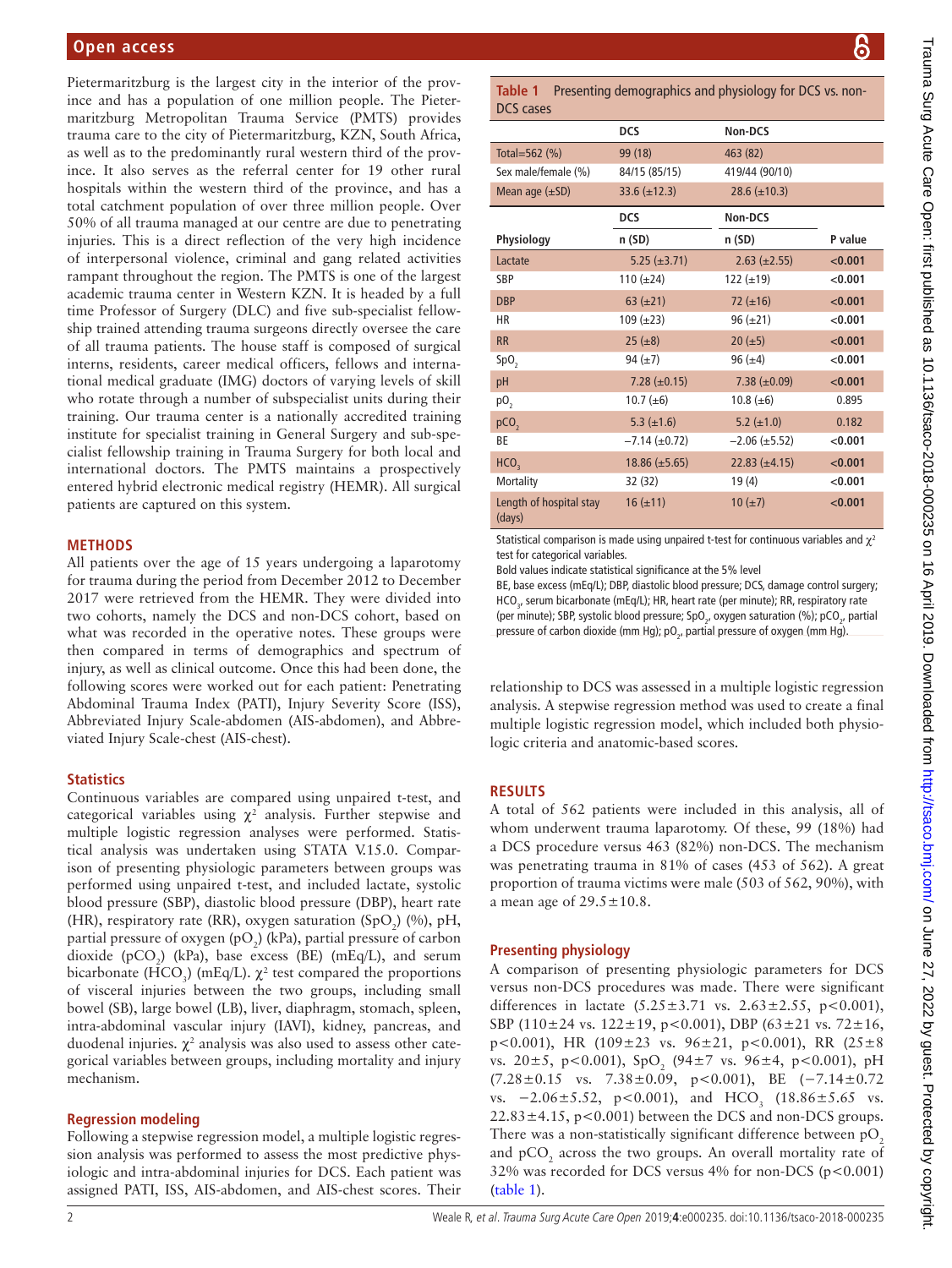Pietermaritzburg is the largest city in the interior of the province and has a population of one million people. The Pietermaritzburg Metropolitan Trauma Service (PMTS) provides trauma care to the city of Pietermaritzburg, KZN, South Africa, as well as to the predominantly rural western third of the province. It also serves as the referral center for 19 other rural hospitals within the western third of the province, and has a total catchment population of over three million people. Over 50% of all trauma managed at our centre are due to penetrating injuries. This is a direct reflection of the very high incidence of interpersonal violence, criminal and gang related activities rampant throughout the region. The PMTS is one of the largest academic trauma center in Western KZN. It is headed by a full time Professor of Surgery (DLC) and five sub-specialist fellowship trained attending trauma surgeons directly oversee the care of all trauma patients. The house staff is composed of surgical interns, residents, career medical officers, fellows and international medical graduate (IMG) doctors of varying levels of skill who rotate through a number of subspecialist units during their training. Our trauma center is a nationally accredited training institute for specialist training in General Surgery and sub-specialist fellowship training in Trauma Surgery for both local and international doctors. The PMTS maintains a prospectively entered hybrid electronic medical registry (HEMR). All surgical patients are captured on this system.

## METHODS

All patients over the age of 15 years undergoing a laparotomy for trauma during the period from December 2012 to December 2017 were retrieved from the HEMR. They were divided into two cohorts, namely the DCS and non-DCS cohort, based on what was recorded in the operative notes. These groups were then compared in terms of demographics and spectrum of injury, as well as clinical outcome. Once this had been done, the following scores were worked out for each patient: Penetrating Abdominal Trauma Index (PATI), Injury Severity Score (ISS), Abbreviated Injury Scale-abdomen (AIS-abdomen), and Abbreviated Injury Scale-chest (AIS-chest).

### Statistics

Continuous variables are compared using unpaired t-test, and categorical variables using $\chi^2$ analysis. Further stepwise and multiple logistic regression analyses were performed. Statistical analysis was undertaken using STATA V.15.0. Comparison of presenting physiologic parameters between groups was performed using unpaired t-test, and included lactate, systolic blood pressure (SBP), diastolic blood pressure (DBP), heart rate (HR), respiratory rate (RR), oxygen saturation ($SpO_2$) (%), pH, partial pressure of oxygen ($pO_2$) (kPa), partial pressure of carbon dioxide ($pCO_2$) (kPa), base excess (BE) (mEq/L), and serum bicarbonate ($HCO_3$) (mEq/L). $\chi^2$ test compared the proportions of visceral injuries between the two groups, including small bowel (SB), large bowel (LB), liver, diaphragm, stomach, spleen, intra-abdominal vascular injury (IAVI), kidney, pancreas, and duodenal injuries. $\chi^2$ analysis was also used to assess other categorical variables between groups, including mortality and injury mechanism.

### Regression modeling

Following a stepwise regression model, a multiple logistic regression analysis was performed to assess the most predictive physiologic and intra-abdominal injuries for DCS. Each patient was assigned PATI, ISS, AIS-abdomen, and AIS-chest scores. Their relationship to DCS was assessed in a multiple logistic regression analysis. A stepwise regression method was used to create a final multiple logistic regression model, which included both physiologic criteria and anatomic-based scores.

**Table 1** Presenting demographics and physiology for DCS vs. non-DCS cases

| | DCS | Non-DCS | |
|---|---|---|---|
| Total=562 (%) | 99 (18) | 463 (82) | |
| Sex male/female (%) | 84/15 (85/15) | 419/44 (90/10) | |
| Mean age (±SD) | 33.6 (±12.3) | 28.6 (±10.3) | |
| | **DCS** | **Non-DCS** | |
| **Physiology** | **n (SD)** | **n (SD)** | **P value** |
| Lactate | 5.25 (±3.71) | 2.63 (±2.55) | **<0.001** |
| SBP | 110 (±24) | 122 (±19) | **<0.001** |
| DBP | 63 (±21) | 72 (±16) | **<0.001** |
| HR | 109 (±23) | 96 (±21) | **<0.001** |
| RR | 25 (±8) | 20 (±5) | **<0.001** |
| $SpO_2$ | 94 (±7) | 96 (±4) | **<0.001** |
| pH | 7.28 (±0.15) | 7.38 (±0.09) | **<0.001** |
| $pO_2$ | 10.7 (±6) | 10.8 (±6) | 0.895 |
| $pCO_2$ | 5.3 (±1.6) | 5.2 (±1.0) | 0.182 |
| BE | −7.14 (±0.72) | −2.06 (±5.52) | **<0.001** |
| $HCO_3$ | 18.86 (±5.65) | 22.83 (±4.15) | **<0.001** |
| Mortality | 32 (32) | 19 (4) | **<0.001** |
| Length of hospital stay (days) | 16 (±11) | 10 (±7) | **<0.001** |

Statistical comparison is made using unpaired t-test for continuous variables and $\chi^2$ test for categorical variables.

Bold values indicate statistical significance at the 5% level

BE, base excess (mEq/L); DBP, diastolic blood pressure; DCS, damage control surgery; $HCO_3$, serum bicarbonate (mEq/L); HR, heart rate (per minute); RR, respiratory rate (per minute); SBP, systolic blood pressure; $SpO_2$, oxygen saturation (%); $pCO_2$, partial pressure of carbon dioxide (mm Hg); $pO_2$, partial pressure of oxygen (mm Hg).

## RESULTS

A total of 562 patients were included in this analysis, all of whom underwent trauma laparotomy. Of these, 99 (18%) had a DCS procedure versus 463 (82%) non-DCS. The mechanism was penetrating trauma in 81% of cases (453 of 562). A great proportion of trauma victims were male (503 of 562, 90%), with a mean age of 29.5±10.8.

### Presenting physiology

A comparison of presenting physiologic parameters for DCS versus non-DCS procedures was made. There were significant differences in lactate (5.25±3.71 vs. 2.63±2.55, $p<0.001$), SBP (110±24 vs. 122±19, $p<0.001$), DBP (63±21 vs. 72±16, $p<0.001$), HR (109±23 vs. 96±21, $p<0.001$), RR (25±8 vs. 20±5, $p<0.001$), $SpO_2$ (94±7 vs. 96±4, $p<0.001$), pH (7.28±0.15 vs. 7.38±0.09, $p<0.001$), BE (−7.14±0.72 vs. −2.06±5.52, $p<0.001$), and $HCO_3$ (18.86±5.65 vs. 22.83±4.15, $p<0.001$) between the DCS and non-DCS groups. There was a non-statistically significant difference between $pO_2$ and $pCO_2$ across the two groups. An overall mortality rate of 32% was recorded for DCS versus 4% for non-DCS ($p<0.001$) (table 1).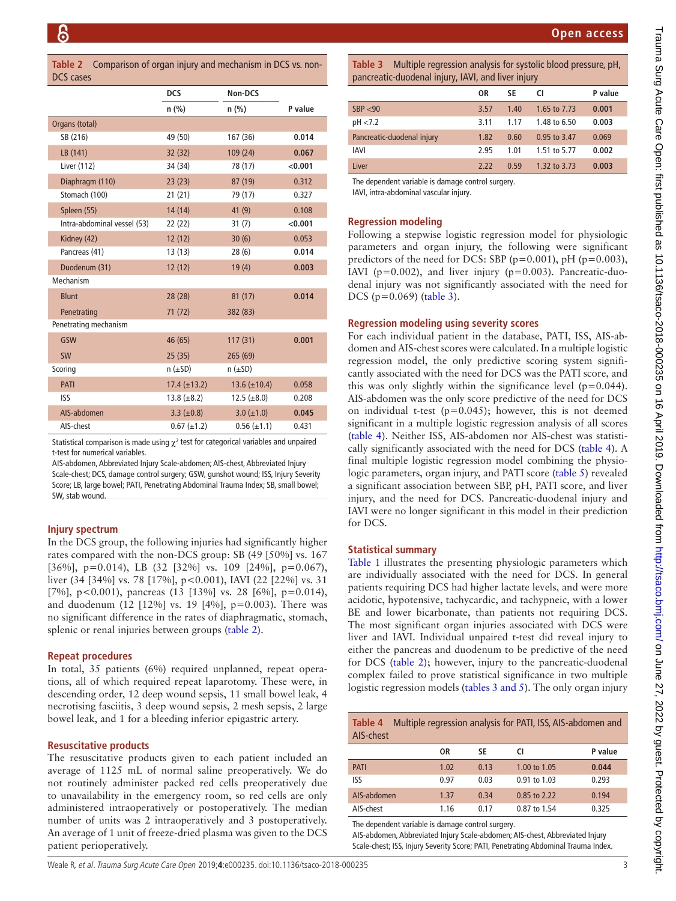**Table 2** Comparison of organ injury and mechanism in DCS vs. non-DCS cases

| | DCS | Non-DCS | |
|---|---|---|---|
| | n (%) | n (%) | P value |
| Organs (total) | | | |
| SB (216) | 49 (50) | 167 (36) | **0.014** |
| LB (141) | 32 (32) | 109 (24) | **0.067** |
| Liver (112) | 34 (34) | 78 (17) | **<0.001** |
| Diaphragm (110) | 23 (23) | 87 (19) | 0.312 |
| Stomach (100) | 21 (21) | 79 (17) | 0.327 |
| Spleen (55) | 14 (14) | 41 (9) | 0.108 |
| Intra-abdominal vessel (53) | 22 (22) | 31 (7) | **<0.001** |
| Kidney (42) | 12 (12) | 30 (6) | 0.053 |
| Pancreas (41) | 13 (13) | 28 (6) | **0.014** |
| Duodenum (31) | 12 (12) | 19 (4) | **0.003** |
| Mechanism | | | |
| Blunt | 28 (28) | 81 (17) | **0.014** |
| Penetrating | 71 (72) | 382 (83) | |
| Penetrating mechanism | | | |
| GSW | 46 (65) | 117 (31) | **0.001** |
| SW | 25 (35) | 265 (69) | |
| Scoring | n (±SD) | n (±SD) | |
| PATI | 17.4 (±13.2) | 13.6 (±10.4) | 0.058 |
| ISS | 13.8 (±8.2) | 12.5 (±8.0) | 0.208 |
| AIS-abdomen | 3.3 (±0.8) | 3.0 (±1.0) | **0.045** |
| AIS-chest | 0.67 (±1.2) | 0.56 (±1.1) | 0.431 |

Statistical comparison is made using $\chi^2$ test for categorical variables and unpaired t-test for numerical variables.

AIS-abdomen, Abbreviated Injury Scale-abdomen; AIS-chest, Abbreviated Injury Scale-chest; DCS, damage control surgery; GSW, gunshot wound; ISS, Injury Severity Score; LB, large bowel; PATI, Penetrating Abdominal Trauma Index; SB, small bowel; SW, stab wound.

## Injury spectrum

In the DCS group, the following injuries had significantly higher rates compared with the non-DCS group: SB (49 [50%] vs. 167 [36%], p=0.014), LB (32 [32%] vs. 109 [24%], p=0.067), liver (34 [34%] vs. 78 [17%], p<0.001), IAVI (22 [22%] vs. 31 [7%], p<0.001), pancreas (13 [13%] vs. 28 [6%], p=0.014), and duodenum (12 [12%] vs. 19 [4%], p=0.003). There was no significant difference in the rates of diaphragmatic, stomach, splenic or renal injuries between groups (table 2).

## Repeat procedures

In total, 35 patients (6%) required unplanned, repeat operations, all of which required repeat laparotomy. These were, in descending order, 12 deep wound sepsis, 11 small bowel leak, 4 necrotising fasciitis, 3 deep wound sepsis, 2 mesh sepsis, 2 large bowel leak, and 1 for a bleeding inferior epigastric artery.

## Resuscitative products

The resuscitative products given to each patient included an average of 1125 mL of normal saline preoperatively. We do not routinely administer packed red cells preoperatively due to unavailability in the emergency room, so red cells are only administered intraoperatively or postoperatively. The median number of units was 2 intraoperatively and 3 postoperatively. An average of 1 unit of freeze-dried plasma was given to the DCS patient perioperatively.

**Table 3** Multiple regression analysis for systolic blood pressure, pH, pancreatic-duodenal injury, IAVI, and liver injury

| | OR | SE | CI | P value |
|---|---|---|---|---|
| SBP <90 | 3.57 | 1.40 | 1.65 to 7.73 | **0.001** |
| pH <7.2 | 3.11 | 1.17 | 1.48 to 6.50 | **0.003** |
| Pancreatic-duodenal injury | 1.82 | 0.60 | 0.95 to 3.47 | 0.069 |
| IAVI | 2.95 | 1.01 | 1.51 to 5.77 | **0.002** |
| Liver | 2.22 | 0.59 | 1.32 to 3.73 | **0.003** |

The dependent variable is damage control surgery.

IAVI, intra-abdominal vascular injury.

## Regression modeling

Following a stepwise logistic regression model for physiologic parameters and organ injury, the following were significant predictors of the need for DCS: SBP (p=0.001), pH (p=0.003), IAVI (p=0.002), and liver injury (p=0.003). Pancreatic-duodenal injury was not significantly associated with the need for DCS (p=0.069) (table 3).

## Regression modeling using severity scores

For each individual patient in the database, PATI, ISS, AIS-abdomen and AIS-chest scores were calculated. In a multiple logistic regression model, the only predictive scoring system significantly associated with the need for DCS was the PATI score, and this was only slightly within the significance level (p=0.044). AIS-abdomen was the only score predictive of the need for DCS on individual t-test (p=0.045); however, this is not deemed significant in a multiple logistic regression analysis of all scores (table 4). Neither ISS, AIS-abdomen nor AIS-chest was statistically significantly associated with the need for DCS (table 4). A final multiple logistic regression model combining the physiologic parameters, organ injury, and PATI score (table 5) revealed a significant association between SBP, pH, PATI score, and liver injury, and the need for DCS. Pancreatic-duodenal injury and IAVI were no longer significant in this model in their prediction for DCS.

## Statistical summary

Table 1 illustrates the presenting physiologic parameters which are individually associated with the need for DCS. In general patients requiring DCS had higher lactate levels, and were more acidotic, hypotensive, tachycardic, and tachypneic, with a lower BE and lower bicarbonate, than patients not requiring DCS. The most significant organ injuries associated with DCS were liver and IAVI. Individual unpaired t-test did reveal injury to either the pancreas and duodenum to be predictive of the need for DCS (table 2); however, injury to the pancreatic-duodenal complex failed to prove statistical significance in two multiple logistic regression models (tables 3 and 5). The only organ injury

**Table 4** Multiple regression analysis for PATI, ISS, AIS-abdomen and AIS-chest

| | OR | SE | CI | P value |
|---|---|---|---|---|
| PATI | 1.02 | 0.13 | 1.00 to 1.05 | **0.044** |
| ISS | 0.97 | 0.03 | 0.91 to 1.03 | 0.293 |
| AIS-abdomen | 1.37 | 0.34 | 0.85 to 2.22 | 0.194 |
| AIS-chest | 1.16 | 0.17 | 0.87 to 1.54 | 0.325 |

The dependent variable is damage control surgery.

AIS-abdomen, Abbreviated Injury Scale-abdomen; AIS-chest, Abbreviated Injury Scale-chest; ISS, Injury Severity Score; PATI, Penetrating Abdominal Trauma Index.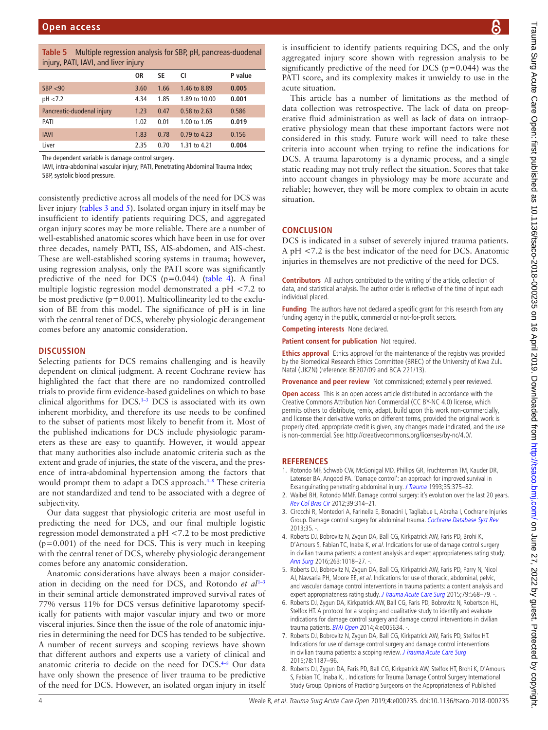**Table 5** Multiple regression analysis for SBP, pH, pancreas-duodenal injury, PATI, IAVI, and liver injury

| | OR | SE | CI | P value |
|---|---|---|---|---|
| SBP <90 | 3.60 | 1.66 | 1.46 to 8.89 | **0.005** |
| pH <7.2 | 4.34 | 1.85 | 1.89 to 10.00 | **0.001** |
| Pancreatic-duodenal injury | 1.23 | 0.47 | 0.58 to 2.63 | 0.586 |
| PATI | 1.02 | 0.01 | 1.00 to 1.05 | **0.019** |
| IAVI | 1.83 | 0.78 | 0.79 to 4.23 | 0.156 |
| Liver | 2.35 | 0.70 | 1.31 to 4.21 | **0.004** |

The dependent variable is damage control surgery.
IAVI, intra-abdominal vascular injury; PATI, Penetrating Abdominal Trauma Index; SBP, systolic blood pressure.

consistently predictive across all models of the need for DCS was liver injury (tables 3 and 5). Isolated organ injury in itself may be insufficient to identify patients requiring DCS, and aggregated organ injury scores may be more reliable. There are a number of well-established anatomic scores which have been in use for over three decades, namely PATI, ISS, AIS-abdomen, and AIS-chest. These are well-established scoring systems in trauma; however, using regression analysis, only the PATI score was significantly predictive of the need for DCS (p=0.044) (table 4). A final multiple logistic regression model demonstrated a pH <7.2 to be most predictive (p=0.001). Multicollinearity led to the exclusion of BE from this model. The significance of pH is in line with the central tenet of DCS, whereby physiologic derangement comes before any anatomic consideration.

## DISCUSSION

Selecting patients for DCS remains challenging and is heavily dependent on clinical judgment. A recent Cochrane review has highlighted the fact that there are no randomized controlled trials to provide firm evidence-based guidelines on which to base clinical algorithms for DCS.[1–3] DCS is associated with its own inherent morbidity, and therefore its use needs to be confined to the subset of patients most likely to benefit from it. Most of the published indications for DCS include physiologic parameters as these are easy to quantify. However, it would appear that many authorities also include anatomic criteria such as the extent and grade of injuries, the state of the viscera, and the presence of intra-abdominal hypertension among the factors that would prompt them to adapt a DCS approach.[4–8] These criteria are not standardized and tend to be associated with a degree of subjectivity.

Our data suggest that physiologic criteria are most useful in predicting the need for DCS, and our final multiple logistic regression model demonstrated a pH <7.2 to be most predictive (p=0.001) of the need for DCS. This is very much in keeping with the central tenet of DCS, whereby physiologic derangement comes before any anatomic consideration.

Anatomic considerations have always been a major consideration in deciding on the need for DCS, and Rotondo *et al*[1–3] in their seminal article demonstrated improved survival rates of 77% versus 11% for DCS versus definitive laparotomy specifically for patients with major vascular injury and two or more visceral injuries. Since then the issue of the role of anatomic injuries in determining the need for DCS has tended to be subjective. A number of recent surveys and scoping reviews have shown that different authors and experts use a variety of clinical and anatomic criteria to decide on the need for DCS.[4–8] Our data have only shown the presence of liver trauma to be predictive of the need for DCS. However, an isolated organ injury in itself is insufficient to identify patients requiring DCS, and the only aggregated injury score shown with regression analysis to be significantly predictive of the need for DCS (p=0.044) was the PATI score, and its complexity makes it unwieldy to use in the acute situation.

This article has a number of limitations as the method of data collection was retrospective. The lack of data on preoperative fluid administration as well as lack of data on intraoperative physiology mean that these important factors were not considered in this study. Future work will need to take these criteria into account when trying to refine the indications for DCS. A trauma laparotomy is a dynamic process, and a single static reading may not truly reflect the situation. Scores that take into account changes in physiology may be more accurate and reliable; however, they will be more complex to obtain in acute situation.

## CONCLUSION

DCS is indicated in a subset of severely injured trauma patients. A pH <7.2 is the best indicator of the need for DCS. Anatomic injuries in themselves are not predictive of the need for DCS.

**Contributors** All authors contributed to the writing of the article, collection of data, and statistical analysis. The author order is reflective of the time of input each individual placed.

**Funding** The authors have not declared a specific grant for this research from any funding agency in the public, commercial or not-for-profit sectors.

**Competing interests** None declared.

**Patient consent for publication** Not required.

**Ethics approval** Ethics approval for the maintenance of the registry was provided by the Biomedical Research Ethics Committee (BREC) of the University of Kwa Zulu Natal (UKZN) (reference: BE207/09 and BCA 221/13).

**Provenance and peer review** Not commissioned; externally peer reviewed.

**Open access** This is an open access article distributed in accordance with the Creative Commons Attribution Non Commercial (CC BY-NC 4.0) license, which permits others to distribute, remix, adapt, build upon this work non-commercially, and license their derivative works on different terms, provided the original work is properly cited, appropriate credit is given, any changes made indicated, and the use is non-commercial. See: http://creativecommons.org/licenses/by-nc/4.0/.

## REFERENCES

1. Rotondo MF, Schwab CW, McGonigal MD, Phillips GR, Fruchterman TM, Kauder DR, Latenser BA, Angood PA. 'Damage control': an approach for improved survival in Exsanguinating penetrating abdominal injury. *J Trauma* 1993;35:375–82.
2. Waibel BH, Rotondo MMF. Damage control surgery: it's evolution over the last 20 years. *Rev Col Bras Cir* 2012;39:314–21.
3. Cirocchi R, Montedori A, Farinella E, Bonacini I, Tagliabue L, Abraha I, Cochrane Injuries Group. Damage control surgery for abdominal trauma. *Cochrane Database Syst Rev* 2013;35. -.
4. Roberts DJ, Bobrovitz N, Zygun DA, Ball CG, Kirkpatrick AW, Faris PD, Brohi K, D'Amours S, Fabian TC, Inaba K, *et al*. Indications for use of damage control surgery in civilian trauma patients: a content analysis and expert appropriateness rating study. *Ann Surg* 2016;263:1018–27. -.
5. Roberts DJ, Bobrovitz N, Zygun DA, Ball CG, Kirkpatrick AW, Faris PD, Parry N, Nicol AJ, Navsaria PH, Moore EE, *et al*. Indications for use of thoracic, abdominal, pelvic, and vascular damage control interventions in trauma patients: a content analysis and expert appropriateness rating study. *J Trauma Acute Care Surg* 2015;79:568–79. -.
6. Roberts DJ, Zygun DA, Kirkpatrick AW, Ball CG, Faris PD, Bobrovitz N, Robertson HL, Stelfox HT. A protocol for a scoping and qualitative study to identify and evaluate indications for damage control surgery and damage control interventions in civilian trauma patients. *BMJ Open* 2014;4:e005634. -.
7. Roberts DJ, Bobrovitz N, Zygun DA, Ball CG, Kirkpatrick AW, Faris PD, Stelfox HT. Indications for use of damage control surgery and damage control interventions in civilian trauma patients: a scoping review. *J Trauma Acute Care Surg* 2015;78:1187–96.
8. Roberts DJ, Zygun DA, Faris PD, Ball CG, Kirkpatrick AW, Stelfox HT, Brohi K, D'Amours S, Fabian TC, Inaba K, . Indications for Trauma Damage Control Surgery International Study Group. Opinions of Practicing Surgeons on the Appropriateness of Published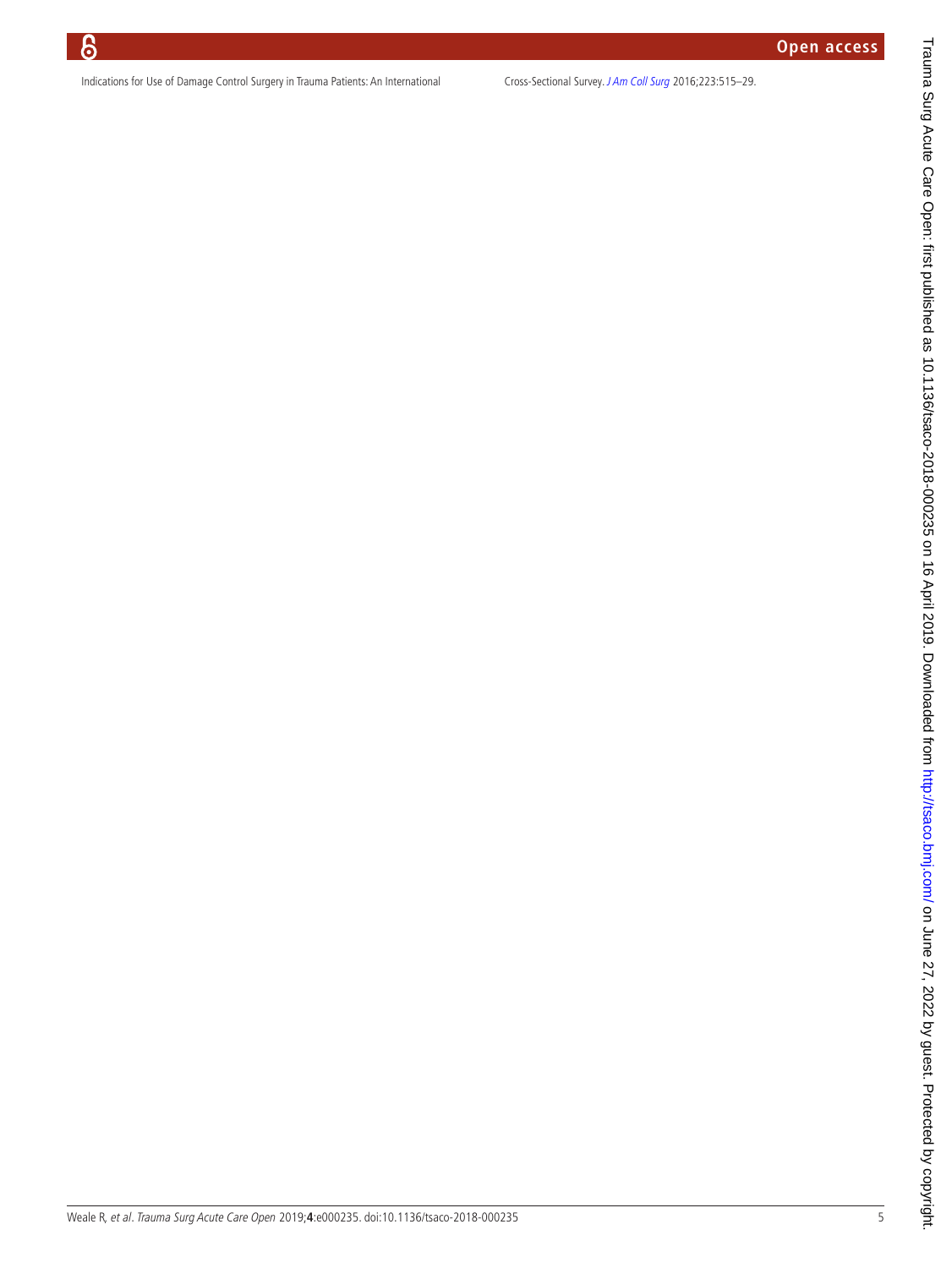Indications for Use of Damage Control Surgery in Trauma Patients: An International Cross-Sectional Survey. *J Am Coll Surg* 2016;223:515–29.